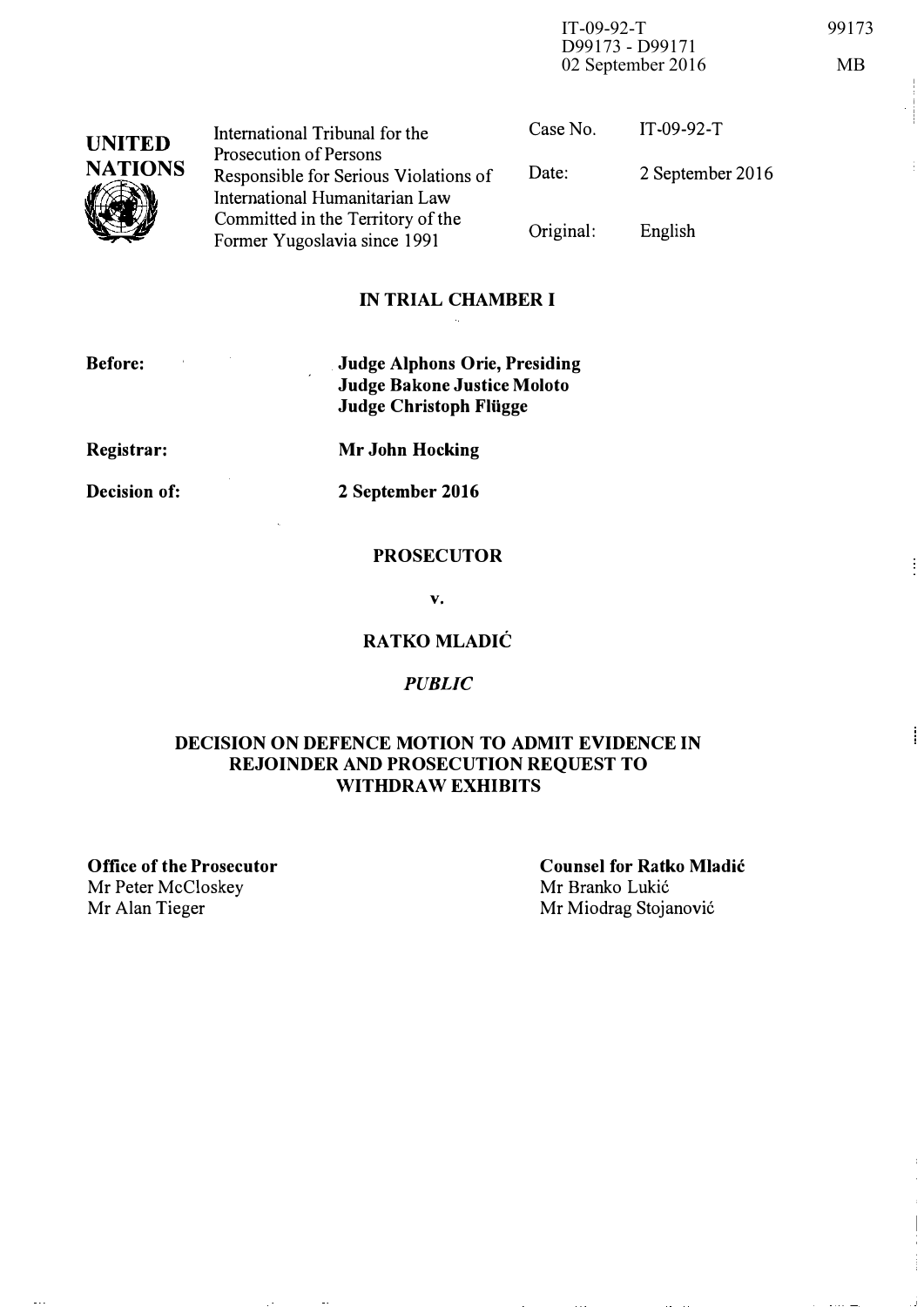IT-09-92-T
D99173 - D99171
02 September 2016

99173

MB

**UNITED NATIONS**

International Tribunal for the Prosecution of Persons Responsible for Serious Violations of International Humanitarian Law Committed in the Territory of the Former Yugoslavia since 1991

| | |
|---|---|
| Case No. | IT-09-92-T |
| Date: | 2 September 2016 |
| Original: | English |

## IN TRIAL CHAMBER I

**Before:** **Judge Alphons Orie, Presiding**
**Judge Bakone Justice Moloto**
**Judge Christoph Flügge**

**Registrar:** **Mr John Hocking**

**Decision of:** **2 September 2016**

**PROSECUTOR**

**v.**

**RATKO MLADIĆ**

***PUBLIC***

## DECISION ON DEFENCE MOTION TO ADMIT EVIDENCE IN REJOINDER AND PROSECUTION REQUEST TO WITHDRAW EXHIBITS

**Office of the Prosecutor**
Mr Peter McCloskey
Mr Alan Tieger

**Counsel for Ratko Mladić**
Mr Branko Lukić
Mr Miodrag Stojanović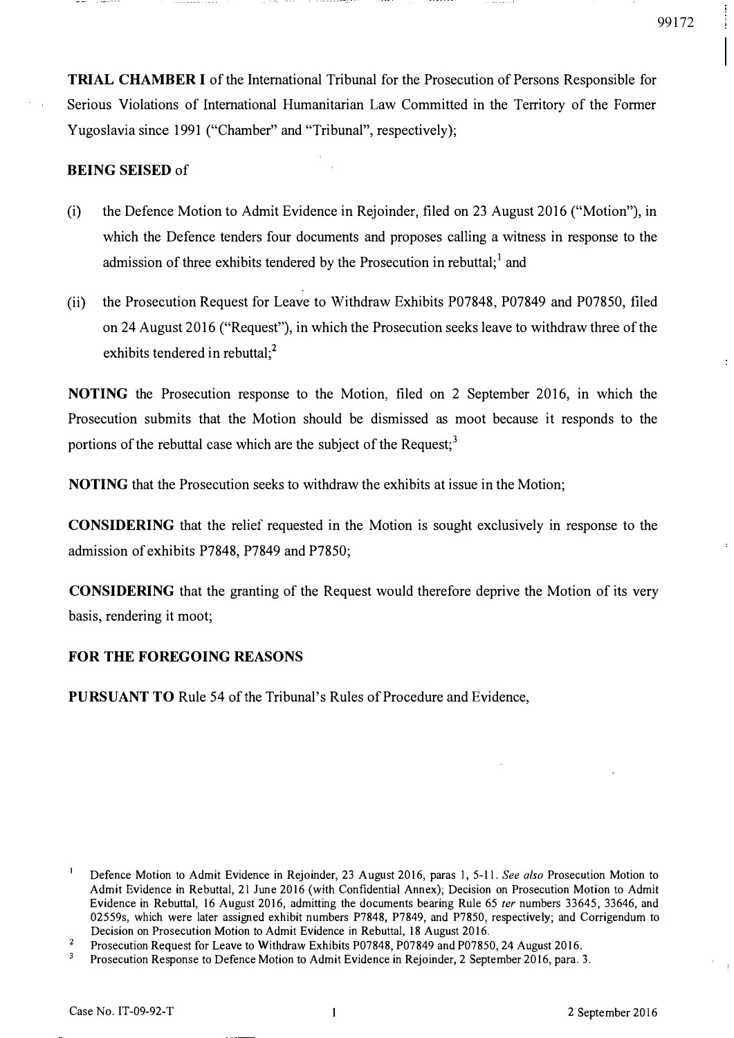**TRIAL CHAMBER I** of the International Tribunal for the Prosecution of Persons Responsible for Serious Violations of International Humanitarian Law Committed in the Territory of the Former Yugoslavia since 1991 ("Chamber" and "Tribunal", respectively);

**BEING SEISED** of

(i) the Defence Motion to Admit Evidence in Rejoinder, filed on 23 August 2016 ("Motion"), in which the Defence tenders four documents and proposes calling a witness in response to the admission of three exhibits tendered by the Prosecution in rebuttal;[1] and

(ii) the Prosecution Request for Leave to Withdraw Exhibits P07848, P07849 and P07850, filed on 24 August 2016 ("Request"), in which the Prosecution seeks leave to withdraw three of the exhibits tendered in rebuttal;[2]

**NOTING** the Prosecution response to the Motion, filed on 2 September 2016, in which the Prosecution submits that the Motion should be dismissed as moot because it responds to the portions of the rebuttal case which are the subject of the Request;[3]

**NOTING** that the Prosecution seeks to withdraw the exhibits at issue in the Motion;

**CONSIDERING** that the relief requested in the Motion is sought exclusively in response to the admission of exhibits P7848, P7849 and P7850;

**CONSIDERING** that the granting of the Request would therefore deprive the Motion of its very basis, rendering it moot;

**FOR THE FOREGOING REASONS**

**PURSUANT TO** Rule 54 of the Tribunal's Rules of Procedure and Evidence,

---

[1] Defence Motion to Admit Evidence in Rejoinder, 23 August 2016, paras 1, 5-11. *See also* Prosecution Motion to Admit Evidence in Rebuttal, 21 June 2016 (with Confidential Annex); Decision on Prosecution Motion to Admit Evidence in Rebuttal, 16 August 2016, admitting the documents bearing Rule 65 *ter* numbers 33645, 33646, and 02559s, which were later assigned exhibit numbers P7848, P7849, and P7850, respectively; and Corrigendum to Decision on Prosecution Motion to Admit Evidence in Rebuttal, 18 August 2016.

[2] Prosecution Request for Leave to Withdraw Exhibits P07848, P07849 and P07850, 24 August 2016.

[3] Prosecution Response to Defence Motion to Admit Evidence in Rejoinder, 2 September 2016, para. 3.

Case No. IT-09-92-T 2 September 2016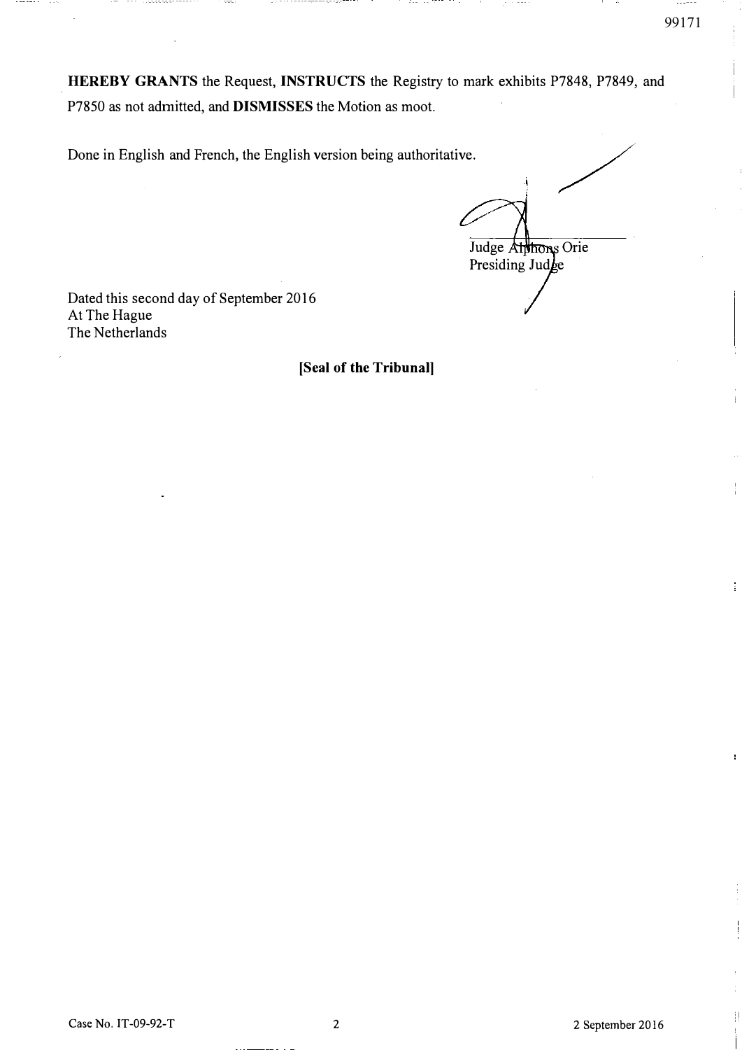**HEREBY GRANTS** the Request, **INSTRUCTS** the Registry to mark exhibits P7848, P7849, and P7850 as not admitted, and **DISMISSES** the Motion as moot.

Done in English and French, the English version being authoritative.

Judge Alphons Orie
Presiding Judge

Dated this second day of September 2016
At The Hague
The Netherlands

**[Seal of the Tribunal]**